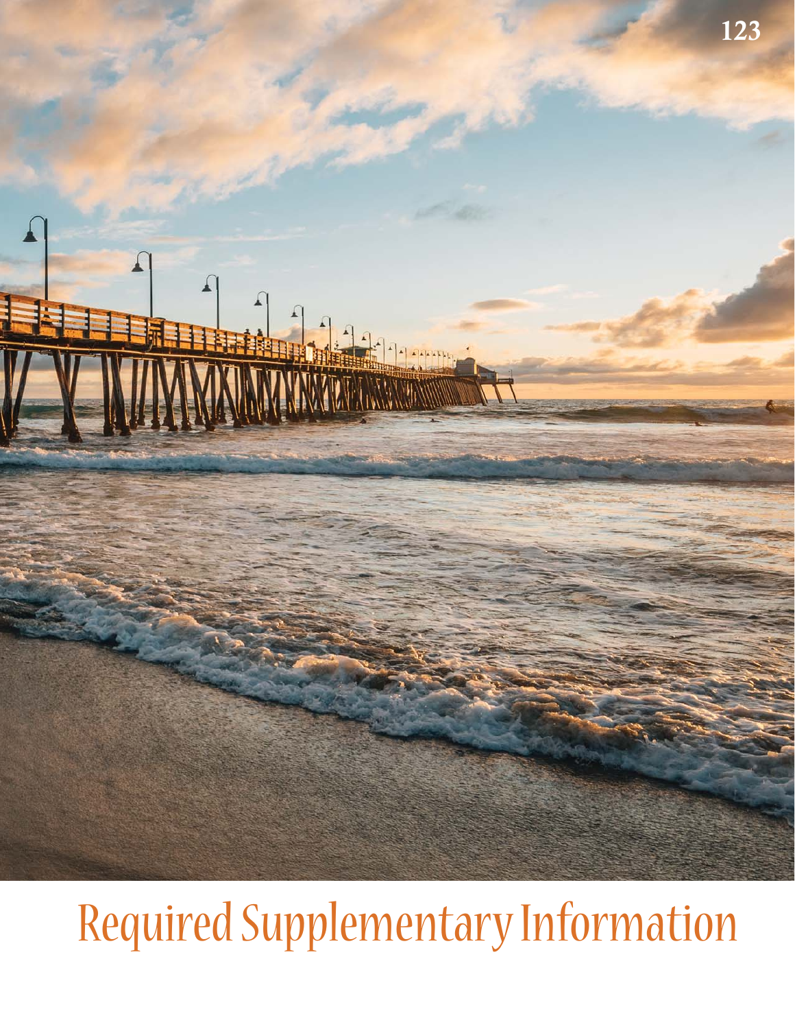# Required Supplementary Information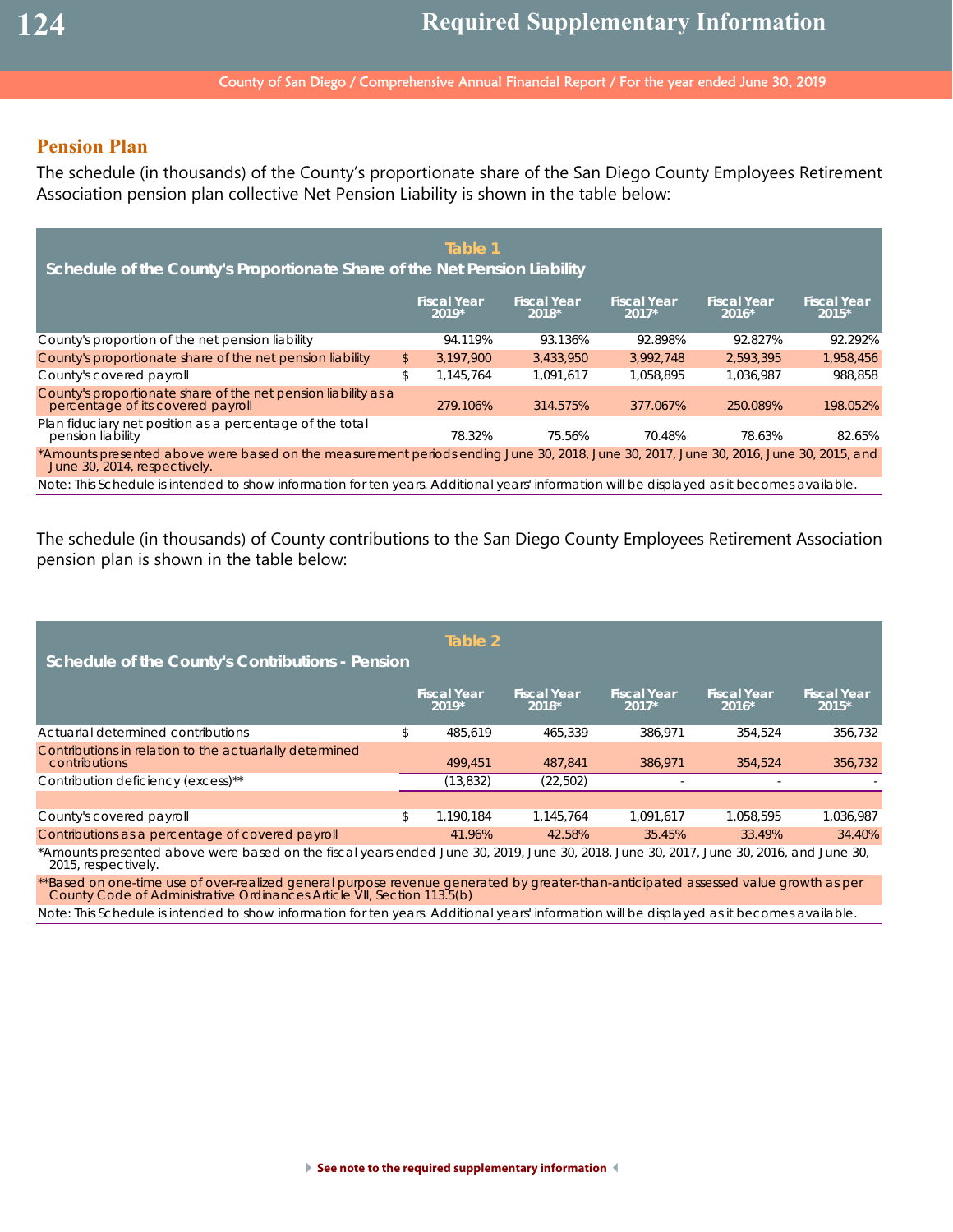## Pension Plan

The schedule (in thousands) of the County's proportionate share of the San Diego County Employees Retirement Association pension plan collective Net Pension Liability is shown in the table below:

**Table 1**

**Schedule of the County's Proportionate Share of the Net Pension Liability**

| | | Fiscal Year 2019* | Fiscal Year 2018* | Fiscal Year 2017* | Fiscal Year 2016* | Fiscal Year 2015* |
|---|---|---|---|---|---|---|
| County's proportion of the net pension liability | | 94.119% | 93.136% | 92.898% | 92.827% | 92.292% |
| County's proportionate share of the net pension liability | $ | 3,197,900 | 3,433,950 | 3,992,748 | 2,593,395 | 1,958,456 |
| County's covered payroll | $ | 1,145,764 | 1,091,617 | 1,058,895 | 1,036,987 | 988,858 |
| County's proportionate share of the net pension liability as a percentage of its covered payroll | | 279.106% | 314.575% | 377.067% | 250.089% | 198.052% |
| Plan fiduciary net position as a percentage of the total pension liability | | 78.32% | 75.56% | 70.48% | 78.63% | 82.65% |

*Amounts presented above were based on the measurement periods ending June 30, 2018, June 30, 2017, June 30, 2016, June 30, 2015, and June 30, 2014, respectively.

Note: This Schedule is intended to show information for ten years. Additional years' information will be displayed as it becomes available.

The schedule (in thousands) of County contributions to the San Diego County Employees Retirement Association pension plan is shown in the table below:

**Table 2**

**Schedule of the County's Contributions - Pension**

| | | Fiscal Year 2019* | Fiscal Year 2018* | Fiscal Year 2017* | Fiscal Year 2016* | Fiscal Year 2015* |
|---|---|---|---|---|---|---|
| Actuarial determined contributions | $ | 485,619 | 465,339 | 386,971 | 354,524 | 356,732 |
| Contributions in relation to the actuarially determined contributions | | 499,451 | 487,841 | 386,971 | 354,524 | 356,732 |
| Contribution deficiency (excess)** | | (13,832) | (22,502) | - | - | - |
| | | | | | | |
| County's covered payroll | $ | 1,190,184 | 1,145,764 | 1,091,617 | 1,058,595 | 1,036,987 |
| Contributions as a percentage of covered payroll | | 41.96% | 42.58% | 35.45% | 33.49% | 34.40% |

*Amounts presented above were based on the fiscal years ended June 30, 2019, June 30, 2018, June 30, 2017, June 30, 2016, and June 30, 2015, respectively.

**Based on one-time use of over-realized general purpose revenue generated by greater-than-anticipated assessed value growth as per County Code of Administrative Ordinances Article VII, Section 113.5(b)

Note: This Schedule is intended to show information for ten years. Additional years' information will be displayed as it becomes available.

See note to the required supplementary information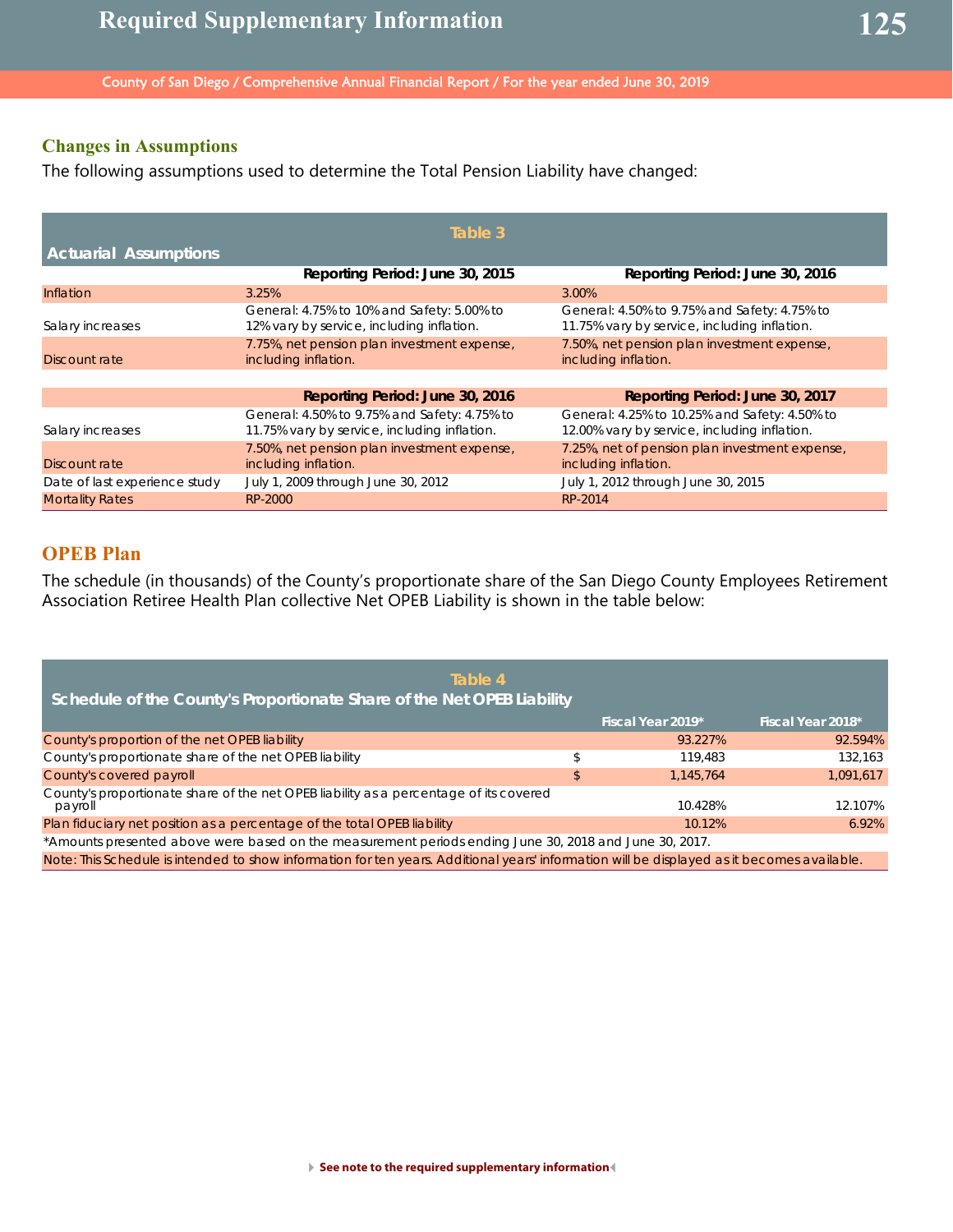## Changes in Assumptions

The following assumptions used to determine the Total Pension Liability have changed:

**Table 3**

**Actuarial Assumptions**

| | Reporting Period: June 30, 2015 | Reporting Period: June 30, 2016 |
|---|---|---|
| Inflation | 3.25% | 3.00% |
| Salary increases | General: 4.75% to 10% and Safety: 5.00% to 12% vary by service, including inflation. | General: 4.50% to 9.75% and Safety: 4.75% to 11.75% vary by service, including inflation. |
| Discount rate | 7.75%, net pension plan investment expense, including inflation. | 7.50%, net pension plan investment expense, including inflation. |
| | **Reporting Period: June 30, 2016** | **Reporting Period: June 30, 2017** |
| Salary increases | General: 4.50% to 9.75% and Safety: 4.75% to 11.75% vary by service, including inflation. | General: 4.25% to 10.25% and Safety: 4.50% to 12.00% vary by service, including inflation. |
| Discount rate | 7.50%, net pension plan investment expense, including inflation. | 7.25%, net of pension plan investment expense, including inflation. |
| Date of last experience study | July 1, 2009 through June 30, 2012 | July 1, 2012 through June 30, 2015 |
| Mortality Rates | RP-2000 | RP-2014 |

## OPEB Plan

The schedule (in thousands) of the County's proportionate share of the San Diego County Employees Retirement Association Retiree Health Plan collective Net OPEB Liability is shown in the table below:

**Table 4**

**Schedule of the County's Proportionate Share of the Net OPEB Liability**

| | | Fiscal Year 2019* | Fiscal Year 2018* |
|---|---|---|---|
| County's proportion of the net OPEB liability | | 93.227% | 92.594% |
| County's proportionate share of the net OPEB liability | $ | 119,483 | 132,163 |
| County's covered payroll | $ | 1,145,764 | 1,091,617 |
| County's proportionate share of the net OPEB liability as a percentage of its covered payroll | | 10.428% | 12.107% |
| Plan fiduciary net position as a percentage of the total OPEB liability | | 10.12% | 6.92% |

*Amounts presented above were based on the measurement periods ending June 30, 2018 and June 30, 2017.

Note: This Schedule is intended to show information for ten years. Additional years' information will be displayed as it becomes available.

See note to the required supplementary information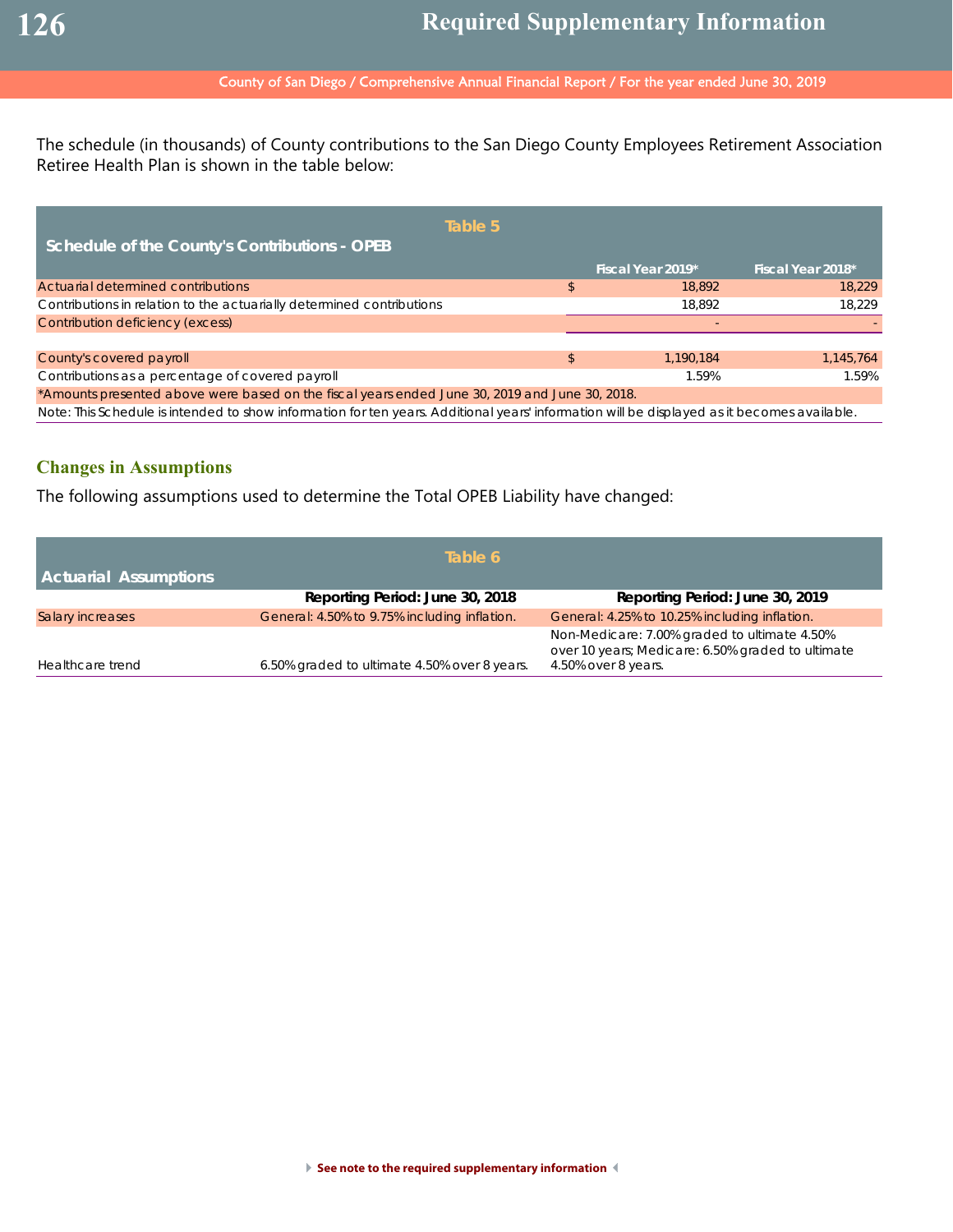The schedule (in thousands) of County contributions to the San Diego County Employees Retirement Association Retiree Health Plan is shown in the table below:

**Table 5**

**Schedule of the County's Contributions - OPEB**

| | Fiscal Year 2019* | Fiscal Year 2018* |
|---|---|---|
| Actuarial determined contributions | $ 18,892 | 18,229 |
| Contributions in relation to the actuarially determined contributions | 18,892 | 18,229 |
| Contribution deficiency (excess) | - | - |
| | | |
| County's covered payroll | $ 1,190,184 | 1,145,764 |
| Contributions as a percentage of covered payroll | 1.59% | 1.59% |

*Amounts presented above were based on the fiscal years ended June 30, 2019 and June 30, 2018.

Note: This Schedule is intended to show information for ten years. Additional years' information will be displayed as it becomes available.

## Changes in Assumptions

The following assumptions used to determine the Total OPEB Liability have changed:

**Table 6**

**Actuarial Assumptions**

| | Reporting Period: June 30, 2018 | Reporting Period: June 30, 2019 |
|---|---|---|
| Salary increases | General: 4.50% to 9.75% including inflation. | General: 4.25% to 10.25% including inflation. |
| Healthcare trend | 6.50% graded to ultimate 4.50% over 8 years. | Non-Medicare: 7.00% graded to ultimate 4.50% over 10 years; Medicare: 6.50% graded to ultimate 4.50% over 8 years. |

See note to the required supplementary information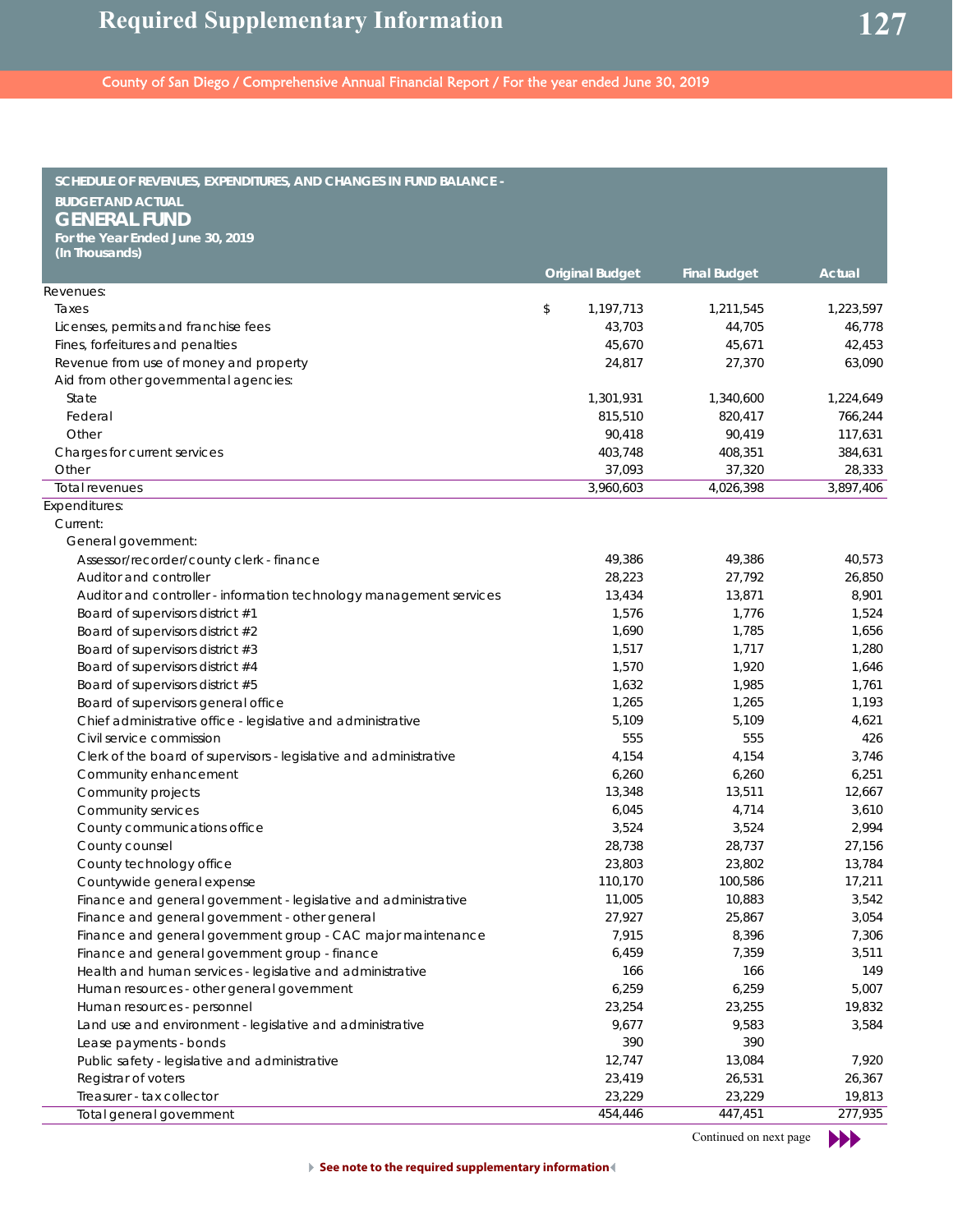## SCHEDULE OF REVENUES, EXPENDITURES, AND CHANGES IN FUND BALANCE - BUDGET AND ACTUAL

# GENERAL FUND

**For the Year Ended June 30, 2019**
**(In Thousands)**

| | Original Budget | Final Budget | Actual |
|---|---|---|---|
| Revenues: | | | |
| Taxes | $ 1,197,713 | 1,211,545 | 1,223,597 |
| Licenses, permits and franchise fees | 43,703 | 44,705 | 46,778 |
| Fines, forfeitures and penalties | 45,670 | 45,671 | 42,453 |
| Revenue from use of money and property | 24,817 | 27,370 | 63,090 |
| Aid from other governmental agencies: | | | |
| State | 1,301,931 | 1,340,600 | 1,224,649 |
| Federal | 815,510 | 820,417 | 766,244 |
| Other | 90,418 | 90,419 | 117,631 |
| Charges for current services | 403,748 | 408,351 | 384,631 |
| Other | 37,093 | 37,320 | 28,333 |
| Total revenues | 3,960,603 | 4,026,398 | 3,897,406 |
| Expenditures: | | | |
| Current: | | | |
| General government: | | | |
| Assessor/recorder/county clerk - finance | 49,386 | 49,386 | 40,573 |
| Auditor and controller | 28,223 | 27,792 | 26,850 |
| Auditor and controller - information technology management services | 13,434 | 13,871 | 8,901 |
| Board of supervisors district #1 | 1,576 | 1,776 | 1,524 |
| Board of supervisors district #2 | 1,690 | 1,785 | 1,656 |
| Board of supervisors district #3 | 1,517 | 1,717 | 1,280 |
| Board of supervisors district #4 | 1,570 | 1,920 | 1,646 |
| Board of supervisors district #5 | 1,632 | 1,985 | 1,761 |
| Board of supervisors general office | 1,265 | 1,265 | 1,193 |
| Chief administrative office - legislative and administrative | 5,109 | 5,109 | 4,621 |
| Civil service commission | 555 | 555 | 426 |
| Clerk of the board of supervisors - legislative and administrative | 4,154 | 4,154 | 3,746 |
| Community enhancement | 6,260 | 6,260 | 6,251 |
| Community projects | 13,348 | 13,511 | 12,667 |
| Community services | 6,045 | 4,714 | 3,610 |
| County communications office | 3,524 | 3,524 | 2,994 |
| County counsel | 28,738 | 28,737 | 27,156 |
| County technology office | 23,803 | 23,802 | 13,784 |
| Countywide general expense | 110,170 | 100,586 | 17,211 |
| Finance and general government - legislative and administrative | 11,005 | 10,883 | 3,542 |
| Finance and general government - other general | 27,927 | 25,867 | 3,054 |
| Finance and general government group - CAC major maintenance | 7,915 | 8,396 | 7,306 |
| Finance and general government group - finance | 6,459 | 7,359 | 3,511 |
| Health and human services - legislative and administrative | 166 | 166 | 149 |
| Human resources - other general government | 6,259 | 6,259 | 5,007 |
| Human resources - personnel | 23,254 | 23,255 | 19,832 |
| Land use and environment - legislative and administrative | 9,677 | 9,583 | 3,584 |
| Lease payments - bonds | 390 | 390 | |
| Public safety - legislative and administrative | 12,747 | 13,084 | 7,920 |
| Registrar of voters | 23,419 | 26,531 | 26,367 |
| Treasurer - tax collector | 23,229 | 23,229 | 19,813 |
| Total general government | 454,446 | 447,451 | 277,935 |

Continued on next page

See note to the required supplementary information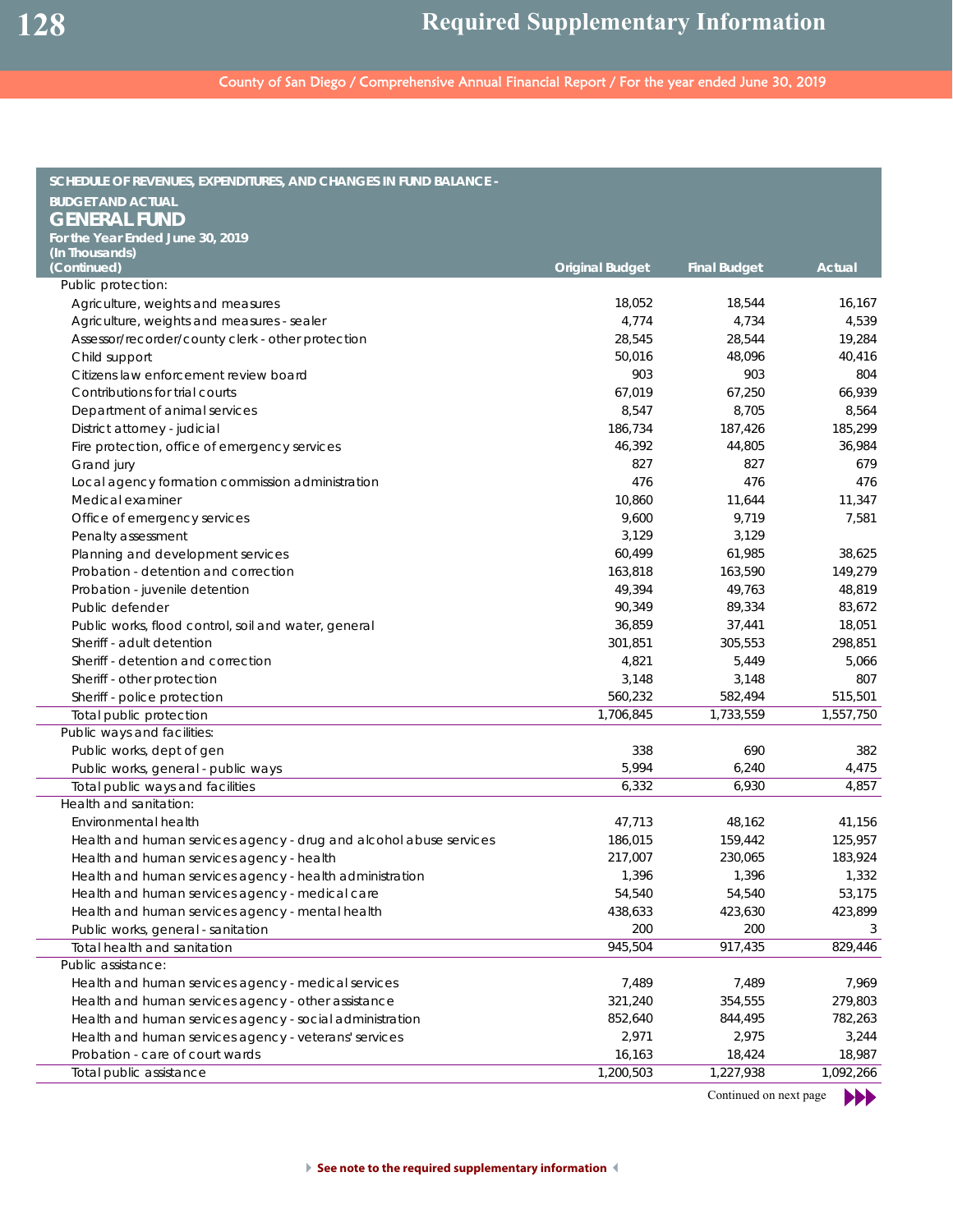## SCHEDULE OF REVENUES, EXPENDITURES, AND CHANGES IN FUND BALANCE - BUDGET AND ACTUAL

# GENERAL FUND

**For the Year Ended June 30, 2019**
**(In Thousands)**
**(Continued)**

| | Original Budget | Final Budget | Actual |
|---|---|---|---|
| Public protection: | | | |
| Agriculture, weights and measures | 18,052 | 18,544 | 16,167 |
| Agriculture, weights and measures - sealer | 4,774 | 4,734 | 4,539 |
| Assessor/recorder/county clerk - other protection | 28,545 | 28,544 | 19,284 |
| Child support | 50,016 | 48,096 | 40,416 |
| Citizens law enforcement review board | 903 | 903 | 804 |
| Contributions for trial courts | 67,019 | 67,250 | 66,939 |
| Department of animal services | 8,547 | 8,705 | 8,564 |
| District attorney - judicial | 186,734 | 187,426 | 185,299 |
| Fire protection, office of emergency services | 46,392 | 44,805 | 36,984 |
| Grand jury | 827 | 827 | 679 |
| Local agency formation commission administration | 476 | 476 | 476 |
| Medical examiner | 10,860 | 11,644 | 11,347 |
| Office of emergency services | 9,600 | 9,719 | 7,581 |
| Penalty assessment | 3,129 | 3,129 | |
| Planning and development services | 60,499 | 61,985 | 38,625 |
| Probation - detention and correction | 163,818 | 163,590 | 149,279 |
| Probation - juvenile detention | 49,394 | 49,763 | 48,819 |
| Public defender | 90,349 | 89,334 | 83,672 |
| Public works, flood control, soil and water, general | 36,859 | 37,441 | 18,051 |
| Sheriff - adult detention | 301,851 | 305,553 | 298,851 |
| Sheriff - detention and correction | 4,821 | 5,449 | 5,066 |
| Sheriff - other protection | 3,148 | 3,148 | 807 |
| Sheriff - police protection | 560,232 | 582,494 | 515,501 |
| Total public protection | 1,706,845 | 1,733,559 | 1,557,750 |
| Public ways and facilities: | | | |
| Public works, dept of gen | 338 | 690 | 382 |
| Public works, general - public ways | 5,994 | 6,240 | 4,475 |
| Total public ways and facilities | 6,332 | 6,930 | 4,857 |
| Health and sanitation: | | | |
| Environmental health | 47,713 | 48,162 | 41,156 |
| Health and human services agency - drug and alcohol abuse services | 186,015 | 159,442 | 125,957 |
| Health and human services agency - health | 217,007 | 230,065 | 183,924 |
| Health and human services agency - health administration | 1,396 | 1,396 | 1,332 |
| Health and human services agency - medical care | 54,540 | 54,540 | 53,175 |
| Health and human services agency - mental health | 438,633 | 423,630 | 423,899 |
| Public works, general - sanitation | 200 | 200 | 3 |
| Total health and sanitation | 945,504 | 917,435 | 829,446 |
| Public assistance: | | | |
| Health and human services agency - medical services | 7,489 | 7,489 | 7,969 |
| Health and human services agency - other assistance | 321,240 | 354,555 | 279,803 |
| Health and human services agency - social administration | 852,640 | 844,495 | 782,263 |
| Health and human services agency - veterans' services | 2,971 | 2,975 | 3,244 |
| Probation - care of court wards | 16,163 | 18,424 | 18,987 |
| Total public assistance | 1,200,503 | 1,227,938 | 1,092,266 |

Continued on next page

See note to the required supplementary information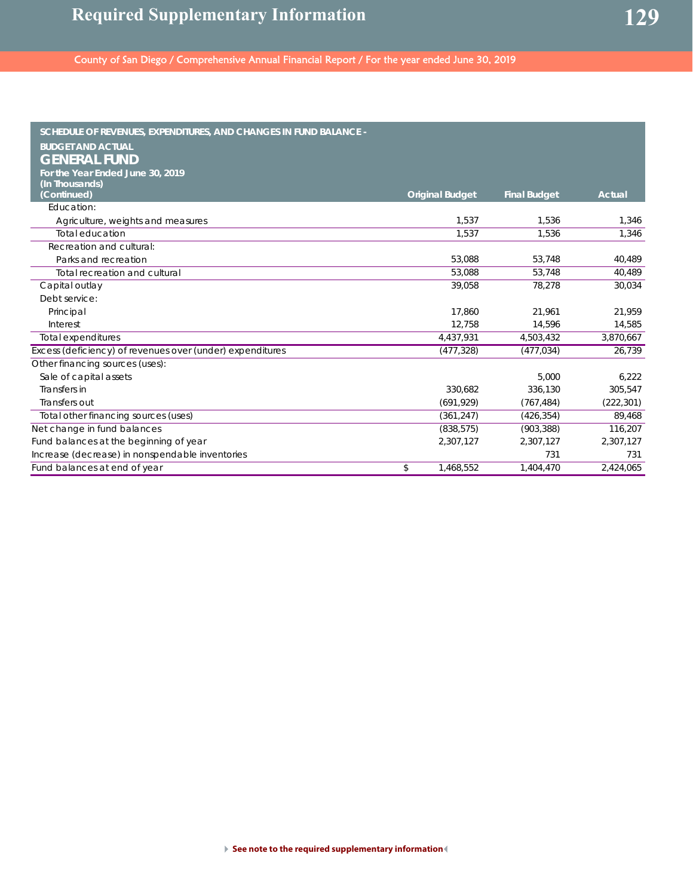## SCHEDULE OF REVENUES, EXPENDITURES, AND CHANGES IN FUND BALANCE - BUDGET AND ACTUAL

# GENERAL FUND

**For the Year Ended June 30, 2019**
**(In Thousands)**
**(Continued)**

| | Original Budget | Final Budget | Actual |
|---|---|---|---|
| Education: | | | |
| Agriculture, weights and measures | 1,537 | 1,536 | 1,346 |
| Total education | 1,537 | 1,536 | 1,346 |
| Recreation and cultural: | | | |
| Parks and recreation | 53,088 | 53,748 | 40,489 |
| Total recreation and cultural | 53,088 | 53,748 | 40,489 |
| Capital outlay | 39,058 | 78,278 | 30,034 |
| Debt service: | | | |
| Principal | 17,860 | 21,961 | 21,959 |
| Interest | 12,758 | 14,596 | 14,585 |
| Total expenditures | 4,437,931 | 4,503,432 | 3,870,667 |
| Excess (deficiency) of revenues over (under) expenditures | (477,328) | (477,034) | 26,739 |
| Other financing sources (uses): | | | |
| Sale of capital assets | | 5,000 | 6,222 |
| Transfers in | 330,682 | 336,130 | 305,547 |
| Transfers out | (691,929) | (767,484) | (222,301) |
| Total other financing sources (uses) | (361,247) | (426,354) | 89,468 |
| Net change in fund balances | (838,575) | (903,388) | 116,207 |
| Fund balances at the beginning of year | 2,307,127 | 2,307,127 | 2,307,127 |
| Increase (decrease) in nonspendable inventories | | 731 | 731 |
| Fund balances at end of year | $ 1,468,552 | 1,404,470 | 2,424,065 |

**See note to the required supplementary information**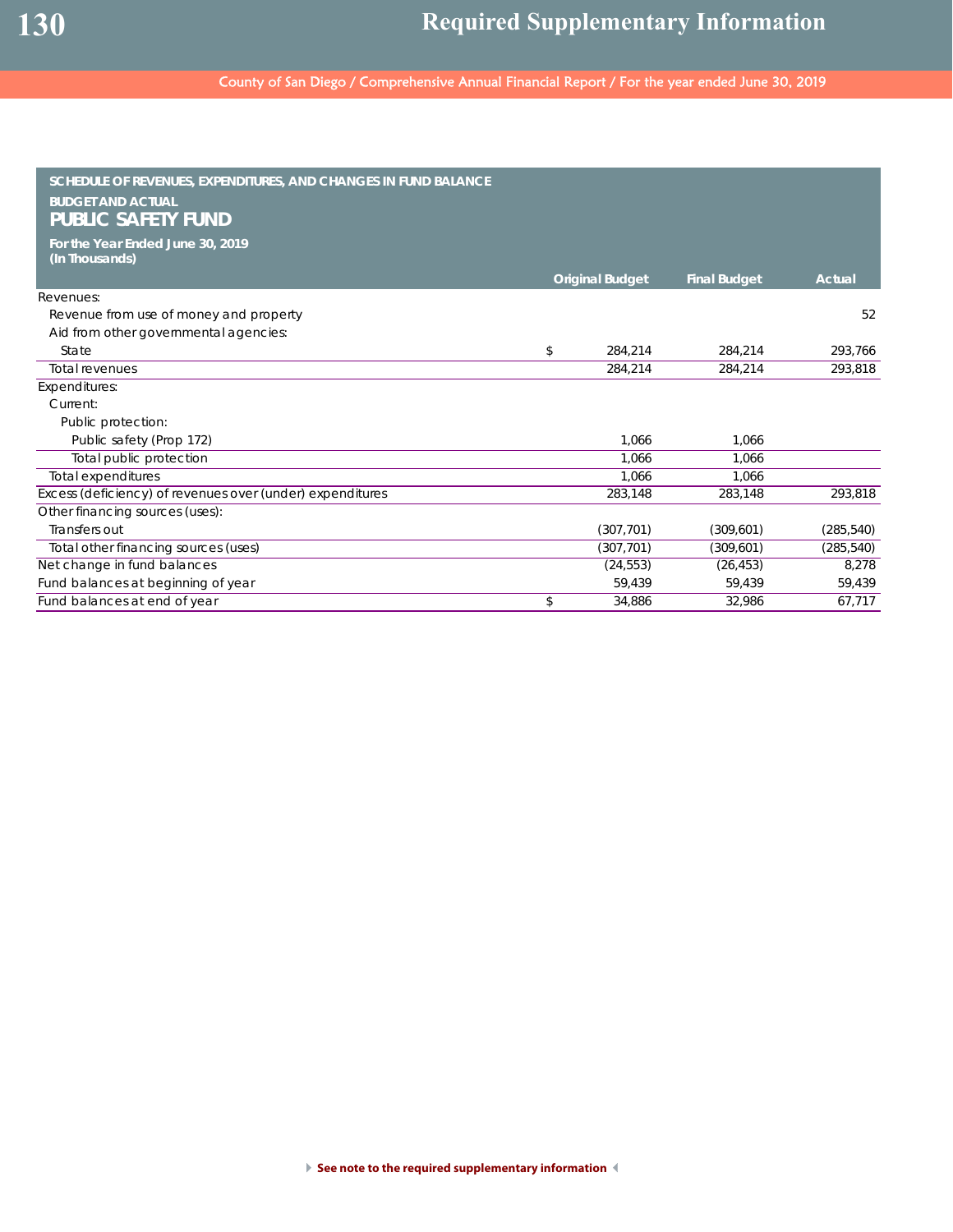**SCHEDULE OF REVENUES, EXPENDITURES, AND CHANGES IN FUND BALANCE**

**BUDGET AND ACTUAL**

## PUBLIC SAFETY FUND

**For the Year Ended June 30, 2019**
**(In Thousands)**

| | Original Budget | Final Budget | Actual |
|---|---|---|---|
| Revenues: | | | |
| Revenue from use of money and property | | | 52 |
| Aid from other governmental agencies: | | | |
| State | $ 284,214 | 284,214 | 293,766 |
| Total revenues | 284,214 | 284,214 | 293,818 |
| Expenditures: | | | |
| Current: | | | |
| Public protection: | | | |
| Public safety (Prop 172) | 1,066 | 1,066 | |
| Total public protection | 1,066 | 1,066 | |
| Total expenditures | 1,066 | 1,066 | |
| Excess (deficiency) of revenues over (under) expenditures | 283,148 | 283,148 | 293,818 |
| Other financing sources (uses): | | | |
| Transfers out | (307,701) | (309,601) | (285,540) |
| Total other financing sources (uses) | (307,701) | (309,601) | (285,540) |
| Net change in fund balances | (24,553) | (26,453) | 8,278 |
| Fund balances at beginning of year | 59,439 | 59,439 | 59,439 |
| Fund balances at end of year | $ 34,886 | 32,986 | 67,717 |

**See note to the required supplementary information**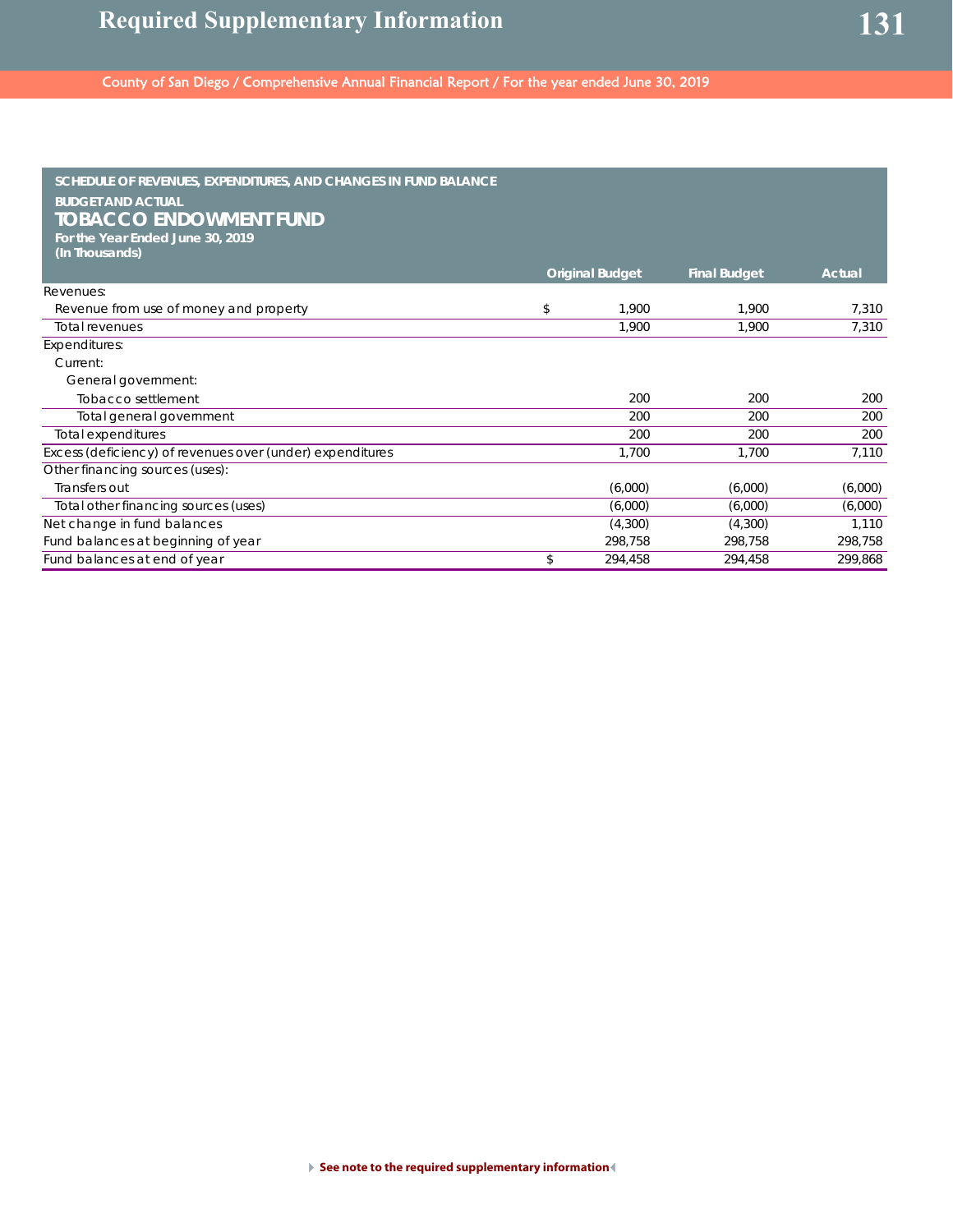## SCHEDULE OF REVENUES, EXPENDITURES, AND CHANGES IN FUND BALANCE
## BUDGET AND ACTUAL
# TOBACCO ENDOWMENT FUND
**For the Year Ended June 30, 2019**
**(In Thousands)**

| | Original Budget | Final Budget | Actual |
|---|---|---|---|
| Revenues: | | | |
| Revenue from use of money and property | $ 1,900 | 1,900 | 7,310 |
| Total revenues | 1,900 | 1,900 | 7,310 |
| Expenditures: | | | |
| Current: | | | |
| General government: | | | |
| Tobacco settlement | 200 | 200 | 200 |
| Total general government | 200 | 200 | 200 |
| Total expenditures | 200 | 200 | 200 |
| Excess (deficiency) of revenues over (under) expenditures | 1,700 | 1,700 | 7,110 |
| Other financing sources (uses): | | | |
| Transfers out | (6,000) | (6,000) | (6,000) |
| Total other financing sources (uses) | (6,000) | (6,000) | (6,000) |
| Net change in fund balances | (4,300) | (4,300) | 1,110 |
| Fund balances at beginning of year | 298,758 | 298,758 | 298,758 |
| Fund balances at end of year | $ 294,458 | 294,458 | 299,868 |

**See note to the required supplementary information**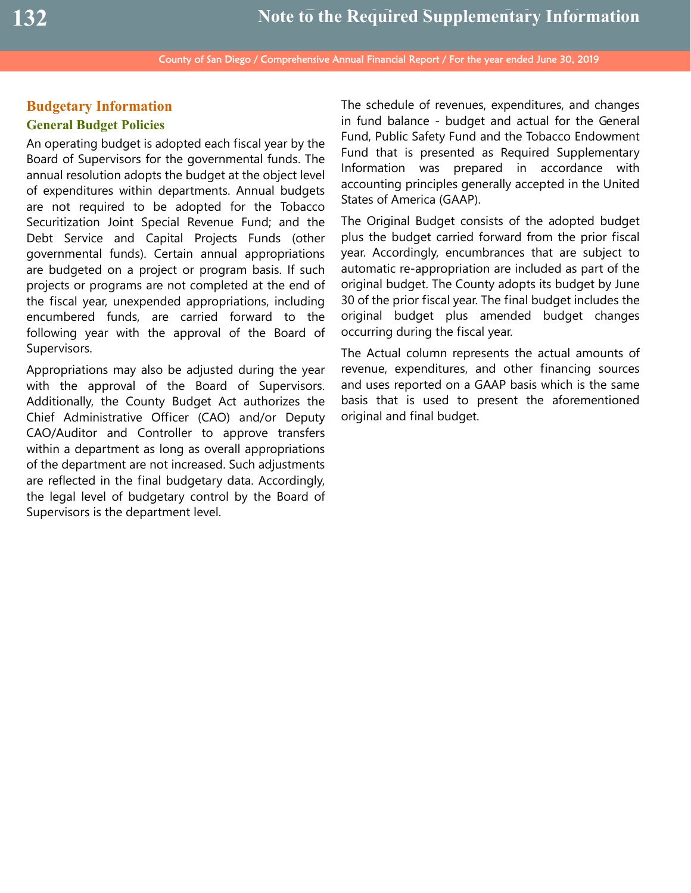# Note to the Required Supplementary Information

## Budgetary Information

### General Budget Policies

An operating budget is adopted each fiscal year by the Board of Supervisors for the governmental funds. The annual resolution adopts the budget at the object level of expenditures within departments. Annual budgets are not required to be adopted for the Tobacco Securitization Joint Special Revenue Fund; and the Debt Service and Capital Projects Funds (other governmental funds). Certain annual appropriations are budgeted on a project or program basis. If such projects or programs are not completed at the end of the fiscal year, unexpended appropriations, including encumbered funds, are carried forward to the following year with the approval of the Board of Supervisors.

Appropriations may also be adjusted during the year with the approval of the Board of Supervisors. Additionally, the County Budget Act authorizes the Chief Administrative Officer (CAO) and/or Deputy CAO/Auditor and Controller to approve transfers within a department as long as overall appropriations of the department are not increased. Such adjustments are reflected in the final budgetary data. Accordingly, the legal level of budgetary control by the Board of Supervisors is the department level.

The schedule of revenues, expenditures, and changes in fund balance - budget and actual for the General Fund, Public Safety Fund and the Tobacco Endowment Fund that is presented as Required Supplementary Information was prepared in accordance with accounting principles generally accepted in the United States of America (GAAP).

The Original Budget consists of the adopted budget plus the budget carried forward from the prior fiscal year. Accordingly, encumbrances that are subject to automatic re-appropriation are included as part of the original budget. The County adopts its budget by June 30 of the prior fiscal year. The final budget includes the original budget plus amended budget changes occurring during the fiscal year.

The Actual column represents the actual amounts of revenue, expenditures, and other financing sources and uses reported on a GAAP basis which is the same basis that is used to present the aforementioned original and final budget.